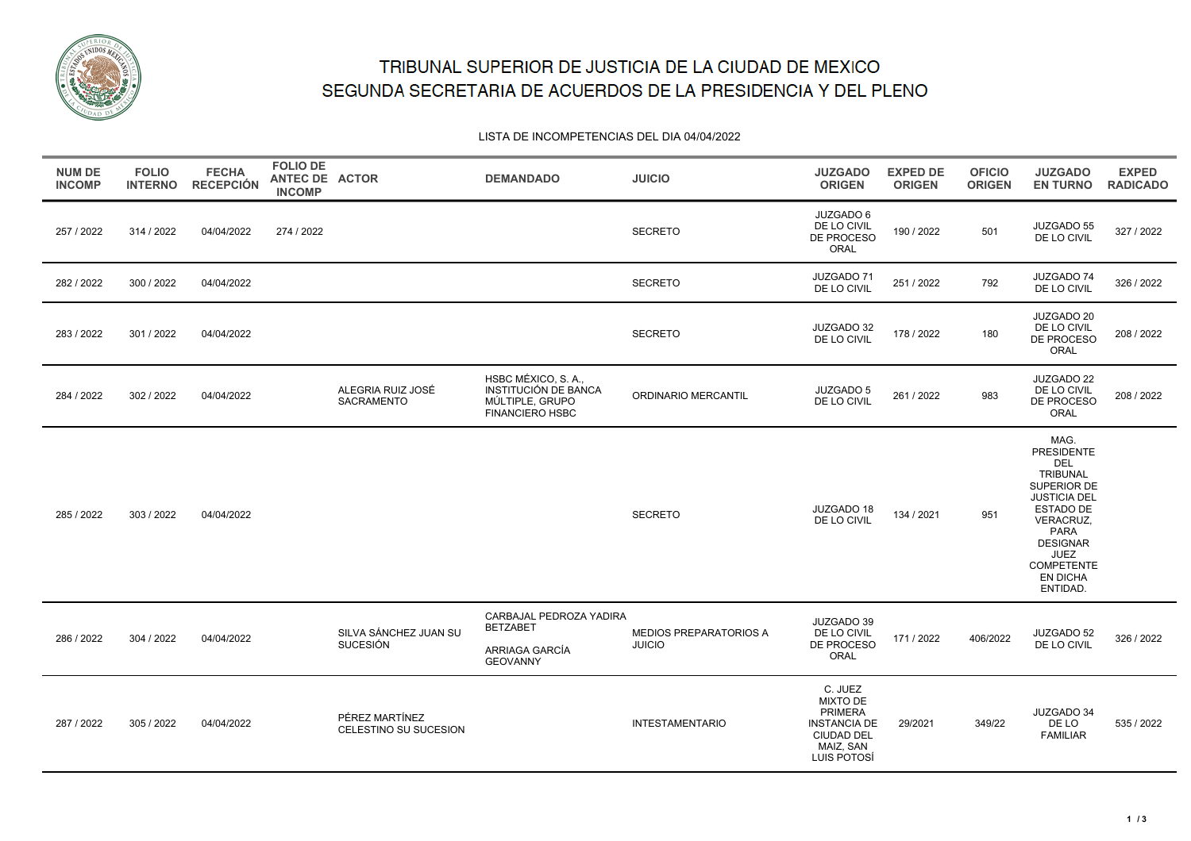# TRIBUNAL SUPERIOR DE JUSTICIA DE LA CIUDAD DE MEXICO
# SEGUNDA SECRETARIA DE ACUERDOS DE LA PRESIDENCIA Y DEL PLENO

LISTA DE INCOMPETENCIAS DEL DIA 04/04/2022

| NUM DE INCOMP | FOLIO INTERNO | FECHA RECEPCIÓN | FOLIO DE ANTEC DE INCOMP | ACTOR | DEMANDADO | JUICIO | JUZGADO ORIGEN | EXPED DE ORIGEN | OFICIO ORIGEN | JUZGADO EN TURNO | EXPED RADICADO |
|---|---|---|---|---|---|---|---|---|---|---|---|
| 257 / 2022 | 314 / 2022 | 04/04/2022 | 274 / 2022 | | | SECRETO | JUZGADO 6 DE LO CIVIL DE PROCESO ORAL | 190 / 2022 | 501 | JUZGADO 55 DE LO CIVIL | 327 / 2022 |
| 282 / 2022 | 300 / 2022 | 04/04/2022 | | | | SECRETO | JUZGADO 71 DE LO CIVIL | 251 / 2022 | 792 | JUZGADO 74 DE LO CIVIL | 326 / 2022 |
| 283 / 2022 | 301 / 2022 | 04/04/2022 | | | | SECRETO | JUZGADO 32 DE LO CIVIL | 178 / 2022 | 180 | JUZGADO 20 DE LO CIVIL DE PROCESO ORAL | 208 / 2022 |
| 284 / 2022 | 302 / 2022 | 04/04/2022 | | ALEGRIA RUIZ JOSÉ SACRAMENTO | HSBC MÉXICO, S. A., INSTITUCIÓN DE BANCA MÚLTIPLE, GRUPO FINANCIERO HSBC | ORDINARIO MERCANTIL | JUZGADO 5 DE LO CIVIL | 261 / 2022 | 983 | JUZGADO 22 DE LO CIVIL DE PROCESO ORAL | 208 / 2022 |
| 285 / 2022 | 303 / 2022 | 04/04/2022 | | | | SECRETO | JUZGADO 18 DE LO CIVIL | 134 / 2021 | 951 | MAG. PRESIDENTE DEL TRIBUNAL SUPERIOR DE JUSTICIA DEL ESTADO DE VERACRUZ, PARA DESIGNAR JUEZ COMPETENTE EN DICHA ENTIDAD. | |
| 286 / 2022 | 304 / 2022 | 04/04/2022 | | SILVA SÁNCHEZ JUAN SU SUCESIÓN | CARBAJAL PEDROZA YADIRA BETZABET<br><br>ARRIAGA GARCÍA GEOVANNY | MEDIOS PREPARATORIOS A JUICIO | JUZGADO 39 DE LO CIVIL DE PROCESO ORAL | 171 / 2022 | 406/2022 | JUZGADO 52 DE LO CIVIL | 326 / 2022 |
| 287 / 2022 | 305 / 2022 | 04/04/2022 | | PÉREZ MARTÍNEZ CELESTINO SU SUCESION | | INTESTAMENTARIO | C. JUEZ MIXTO DE PRIMERA INSTANCIA DE CIUDAD DEL MAIZ, SAN LUIS POTOSÍ | 29/2021 | 349/22 | JUZGADO 34 DE LO FAMILIAR | 535 / 2022 |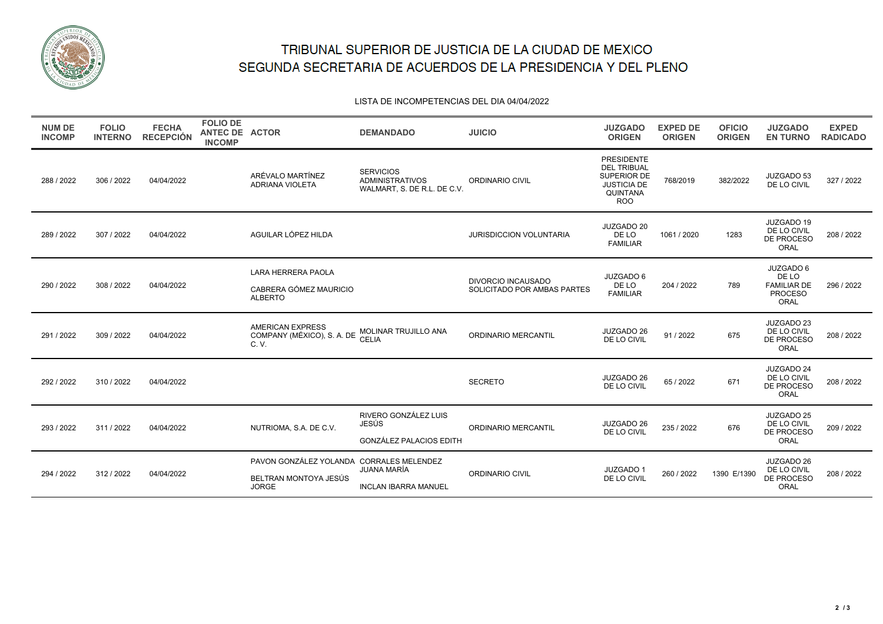# TRIBUNAL SUPERIOR DE JUSTICIA DE LA CIUDAD DE MEXICO
# SEGUNDA SECRETARIA DE ACUERDOS DE LA PRESIDENCIA Y DEL PLENO

LISTA DE INCOMPETENCIAS DEL DIA 04/04/2022

| NUM DE INCOMP | FOLIO INTERNO | FECHA RECEPCIÓN | FOLIO DE ANTEC DE INCOMP | ACTOR | DEMANDADO | JUICIO | JUZGADO ORIGEN | EXPED DE ORIGEN | OFICIO ORIGEN | JUZGADO EN TURNO | EXPED RADICADO |
|---|---|---|---|---|---|---|---|---|---|---|---|
| 288 / 2022 | 306 / 2022 | 04/04/2022 | | ARÉVALO MARTÍNEZ ADRIANA VIOLETA | SERVICIOS ADMINISTRATIVOS WALMART, S. DE R.L. DE C.V. | ORDINARIO CIVIL | PRESIDENTE DEL TRIBUAL SUPERIOR DE JUSTICIA DE QUINTANA ROO | 768/2019 | 382/2022 | JUZGADO 53 DE LO CIVIL | 327 / 2022 |
| 289 / 2022 | 307 / 2022 | 04/04/2022 | | AGUILAR LÓPEZ HILDA | | JURISDICCION VOLUNTARIA | JUZGADO 20 DE LO FAMILIAR | 1061 / 2020 | 1283 | JUZGADO 19 DE LO CIVIL DE PROCESO ORAL | 208 / 2022 |
| 290 / 2022 | 308 / 2022 | 04/04/2022 | | LARA HERRERA PAOLA<br>CABRERA GÓMEZ MAURICIO ALBERTO | | DIVORCIO INCAUSADO SOLICITADO POR AMBAS PARTES | JUZGADO 6 DE LO FAMILIAR | 204 / 2022 | 789 | JUZGADO 6 DE LO FAMILIAR DE PROCESO ORAL | 296 / 2022 |
| 291 / 2022 | 309 / 2022 | 04/04/2022 | | AMERICAN EXPRESS COMPANY (MÉXICO), S. A. DE C. V. | MOLINAR TRUJILLO ANA CELIA | ORDINARIO MERCANTIL | JUZGADO 26 DE LO CIVIL | 91 / 2022 | 675 | JUZGADO 23 DE LO CIVIL DE PROCESO ORAL | 208 / 2022 |
| 292 / 2022 | 310 / 2022 | 04/04/2022 | | | | SECRETO | JUZGADO 26 DE LO CIVIL | 65 / 2022 | 671 | JUZGADO 24 DE LO CIVIL DE PROCESO ORAL | 208 / 2022 |
| 293 / 2022 | 311 / 2022 | 04/04/2022 | | NUTRIOMA, S.A. DE C.V. | RIVERO GONZÁLEZ LUIS JESÚS<br>GONZÁLEZ PALACIOS EDITH | ORDINARIO MERCANTIL | JUZGADO 26 DE LO CIVIL | 235 / 2022 | 676 | JUZGADO 25 DE LO CIVIL DE PROCESO ORAL | 209 / 2022 |
| 294 / 2022 | 312 / 2022 | 04/04/2022 | | PAVON GONZÁLEZ YOLANDA<br>BELTRAN MONTOYA JESÚS JORGE | CORRALES MELENDEZ JUANA MARÍA<br>INCLAN IBARRA MANUEL | ORDINARIO CIVIL | JUZGADO 1 DE LO CIVIL | 260 / 2022 | 1390 E/1390 | JUZGADO 26 DE LO CIVIL DE PROCESO ORAL | 208 / 2022 |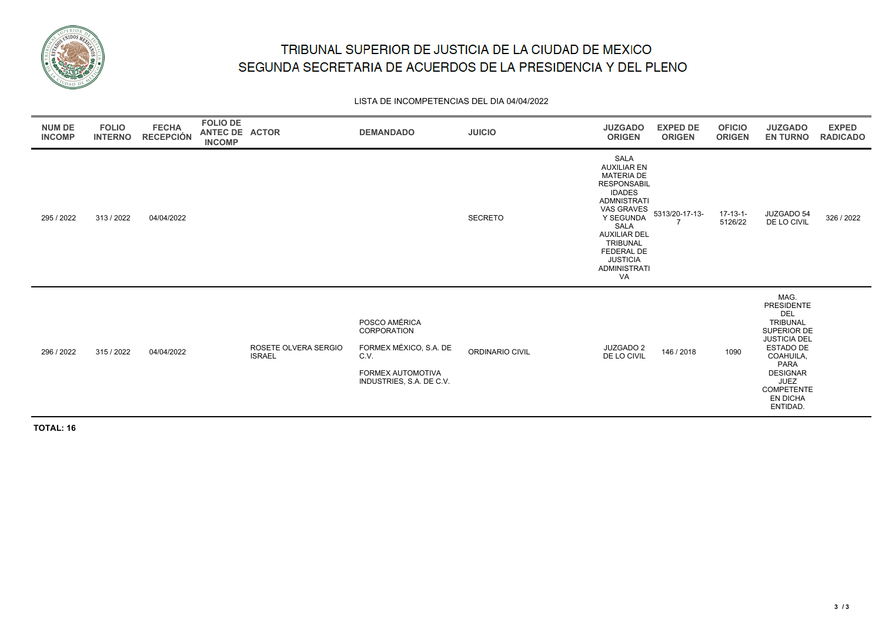# TRIBUNAL SUPERIOR DE JUSTICIA DE LA CIUDAD DE MEXICO
## SEGUNDA SECRETARIA DE ACUERDOS DE LA PRESIDENCIA Y DEL PLENO

LISTA DE INCOMPETENCIAS DEL DIA 04/04/2022

| NUM DE INCOMP | FOLIO INTERNO | FECHA RECEPCIÓN | FOLIO DE ANTEC DE INCOMP | ACTOR | DEMANDADO | JUICIO | JUZGADO ORIGEN | EXPED DE ORIGEN | OFICIO ORIGEN | JUZGADO EN TURNO | EXPED RADICADO |
|---|---|---|---|---|---|---|---|---|---|---|---|
| 295 / 2022 | 313 / 2022 | 04/04/2022 | | | | SECRETO | SALA AUXILIAR EN MATERIA DE RESPONSABILIDADES ADMNISTRATIVAS GRAVES Y SEGUNDA SALA AUXILIAR DEL TRIBUNAL FEDERAL DE JUSTICIA ADMINISTRATIVA | 5313/20-17-13-7 | 17-13-1-5126/22 | JUZGADO 54 DE LO CIVIL | 326 / 2022 |
| 296 / 2022 | 315 / 2022 | 04/04/2022 | | ROSETE OLVERA SERGIO ISRAEL | POSCO AMÉRICA CORPORATION<br>FORMEX MÉXICO, S.A. DE C.V.<br>FORMEX AUTOMOTIVA INDUSTRIES, S.A. DE C.V. | ORDINARIO CIVIL | JUZGADO 2 DE LO CIVIL | 146 / 2018 | 1090 | MAG. PRESIDENTE DEL TRIBUNAL SUPERIOR DE JUSTICIA DEL ESTADO DE COAHUILA, PARA DESIGNAR JUEZ COMPETENTE EN DICHA ENTIDAD. | |

**TOTAL: 16**